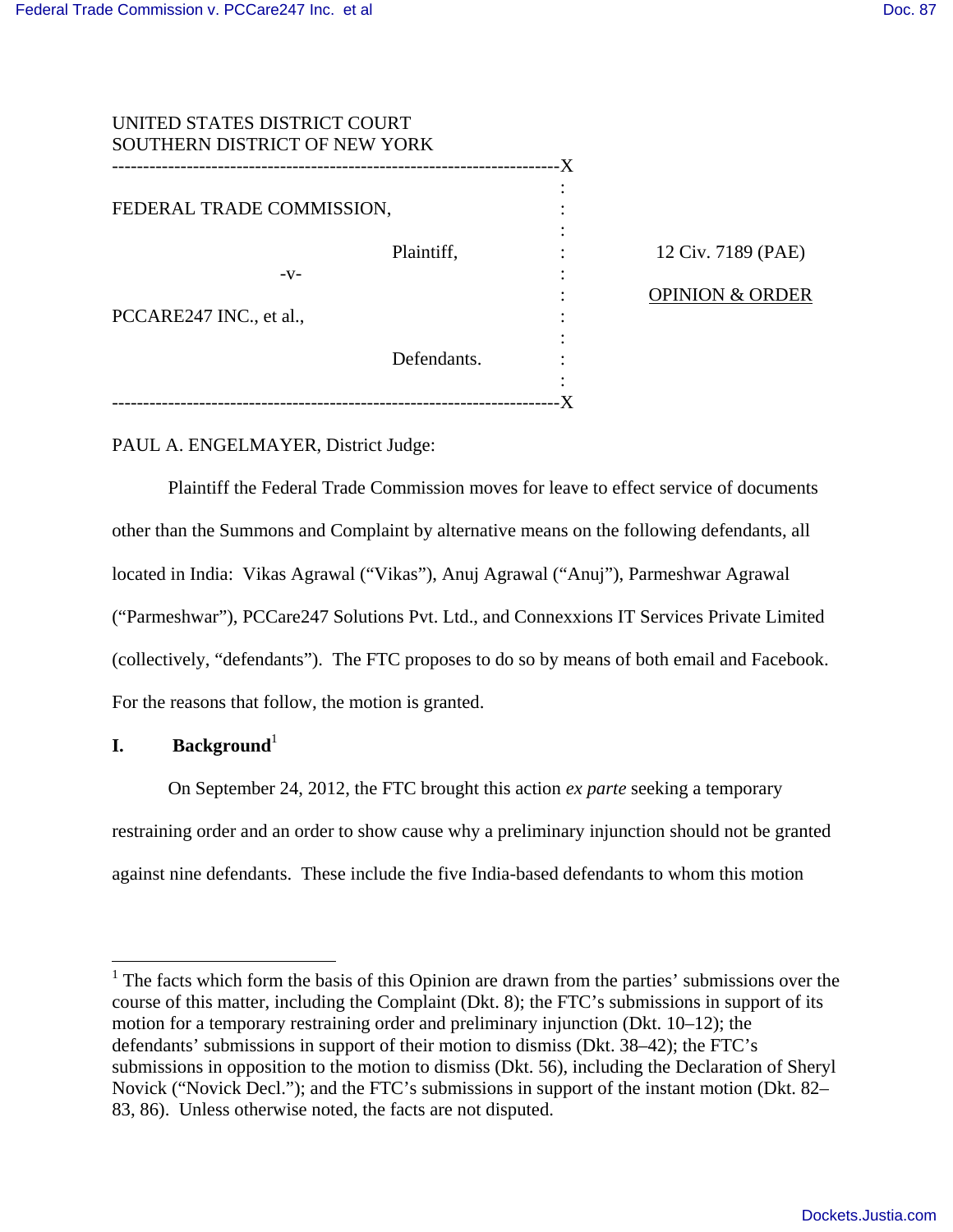UNITED STATES DISTRICT COURT
SOUTHERN DISTRICT OF NEW YORK

| | |
|---|---|
| FEDERAL TRADE COMMISSION, Plaintiff, -v- PCCARE247 INC., et al., Defendants. | 12 Civ. 7189 (PAE) OPINION & ORDER |

PAUL A. ENGELMAYER, District Judge:

Plaintiff the Federal Trade Commission moves for leave to effect service of documents other than the Summons and Complaint by alternative means on the following defendants, all located in India: Vikas Agrawal ("Vikas"), Anuj Agrawal ("Anuj"), Parmeshwar Agrawal ("Parmeshwar"), PCCare247 Solutions Pvt. Ltd., and Connexxions IT Services Private Limited (collectively, "defendants"). The FTC proposes to do so by means of both email and Facebook. For the reasons that follow, the motion is granted.

## I. Background[1]

On September 24, 2012, the FTC brought this action *ex parte* seeking a temporary restraining order and an order to show cause why a preliminary injunction should not be granted against nine defendants. These include the five India-based defendants to whom this motion

---

[1] The facts which form the basis of this Opinion are drawn from the parties' submissions over the course of this matter, including the Complaint (Dkt. 8); the FTC's submissions in support of its motion for a temporary restraining order and preliminary injunction (Dkt. 10–12); the defendants' submissions in support of their motion to dismiss (Dkt. 38–42); the FTC's submissions in opposition to the motion to dismiss (Dkt. 56), including the Declaration of Sheryl Novick ("Novick Decl."); and the FTC's submissions in support of the instant motion (Dkt. 82–83, 86). Unless otherwise noted, the facts are not disputed.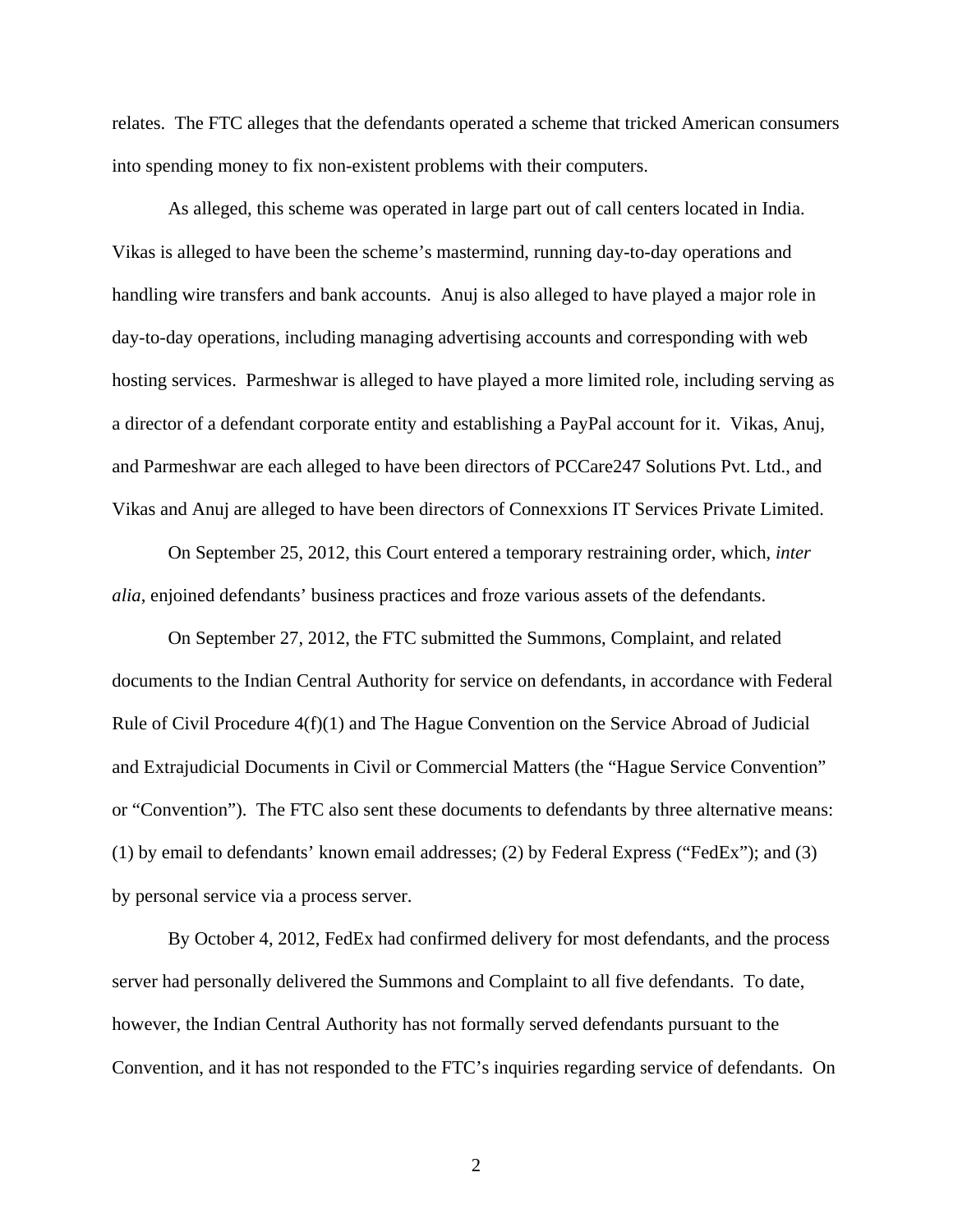relates. The FTC alleges that the defendants operated a scheme that tricked American consumers into spending money to fix non-existent problems with their computers.

As alleged, this scheme was operated in large part out of call centers located in India. Vikas is alleged to have been the scheme's mastermind, running day-to-day operations and handling wire transfers and bank accounts. Anuj is also alleged to have played a major role in day-to-day operations, including managing advertising accounts and corresponding with web hosting services. Parmeshwar is alleged to have played a more limited role, including serving as a director of a defendant corporate entity and establishing a PayPal account for it. Vikas, Anuj, and Parmeshwar are each alleged to have been directors of PCCare247 Solutions Pvt. Ltd., and Vikas and Anuj are alleged to have been directors of Connexxions IT Services Private Limited.

On September 25, 2012, this Court entered a temporary restraining order, which, *inter alia*, enjoined defendants' business practices and froze various assets of the defendants.

On September 27, 2012, the FTC submitted the Summons, Complaint, and related documents to the Indian Central Authority for service on defendants, in accordance with Federal Rule of Civil Procedure 4(f)(1) and The Hague Convention on the Service Abroad of Judicial and Extrajudicial Documents in Civil or Commercial Matters (the "Hague Service Convention" or "Convention"). The FTC also sent these documents to defendants by three alternative means: (1) by email to defendants' known email addresses; (2) by Federal Express ("FedEx"); and (3) by personal service via a process server.

By October 4, 2012, FedEx had confirmed delivery for most defendants, and the process server had personally delivered the Summons and Complaint to all five defendants. To date, however, the Indian Central Authority has not formally served defendants pursuant to the Convention, and it has not responded to the FTC's inquiries regarding service of defendants. On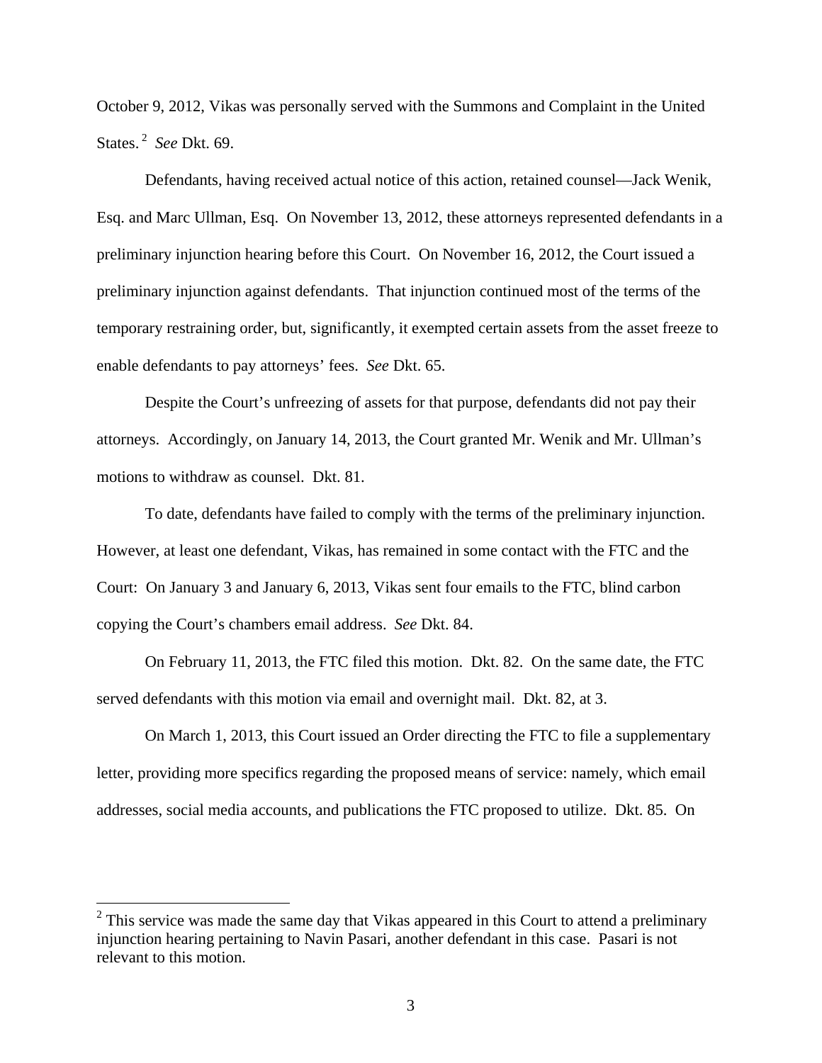October 9, 2012, Vikas was personally served with the Summons and Complaint in the United States.[2] *See* Dkt. 69.

Defendants, having received actual notice of this action, retained counsel—Jack Wenik, Esq. and Marc Ullman, Esq. On November 13, 2012, these attorneys represented defendants in a preliminary injunction hearing before this Court. On November 16, 2012, the Court issued a preliminary injunction against defendants. That injunction continued most of the terms of the temporary restraining order, but, significantly, it exempted certain assets from the asset freeze to enable defendants to pay attorneys' fees. *See* Dkt. 65.

Despite the Court's unfreezing of assets for that purpose, defendants did not pay their attorneys. Accordingly, on January 14, 2013, the Court granted Mr. Wenik and Mr. Ullman's motions to withdraw as counsel. Dkt. 81.

To date, defendants have failed to comply with the terms of the preliminary injunction. However, at least one defendant, Vikas, has remained in some contact with the FTC and the Court: On January 3 and January 6, 2013, Vikas sent four emails to the FTC, blind carbon copying the Court's chambers email address. *See* Dkt. 84.

On February 11, 2013, the FTC filed this motion. Dkt. 82. On the same date, the FTC served defendants with this motion via email and overnight mail. Dkt. 82, at 3.

On March 1, 2013, this Court issued an Order directing the FTC to file a supplementary letter, providing more specifics regarding the proposed means of service: namely, which email addresses, social media accounts, and publications the FTC proposed to utilize. Dkt. 85. On

---

[2] This service was made the same day that Vikas appeared in this Court to attend a preliminary injunction hearing pertaining to Navin Pasari, another defendant in this case. Pasari is not relevant to this motion.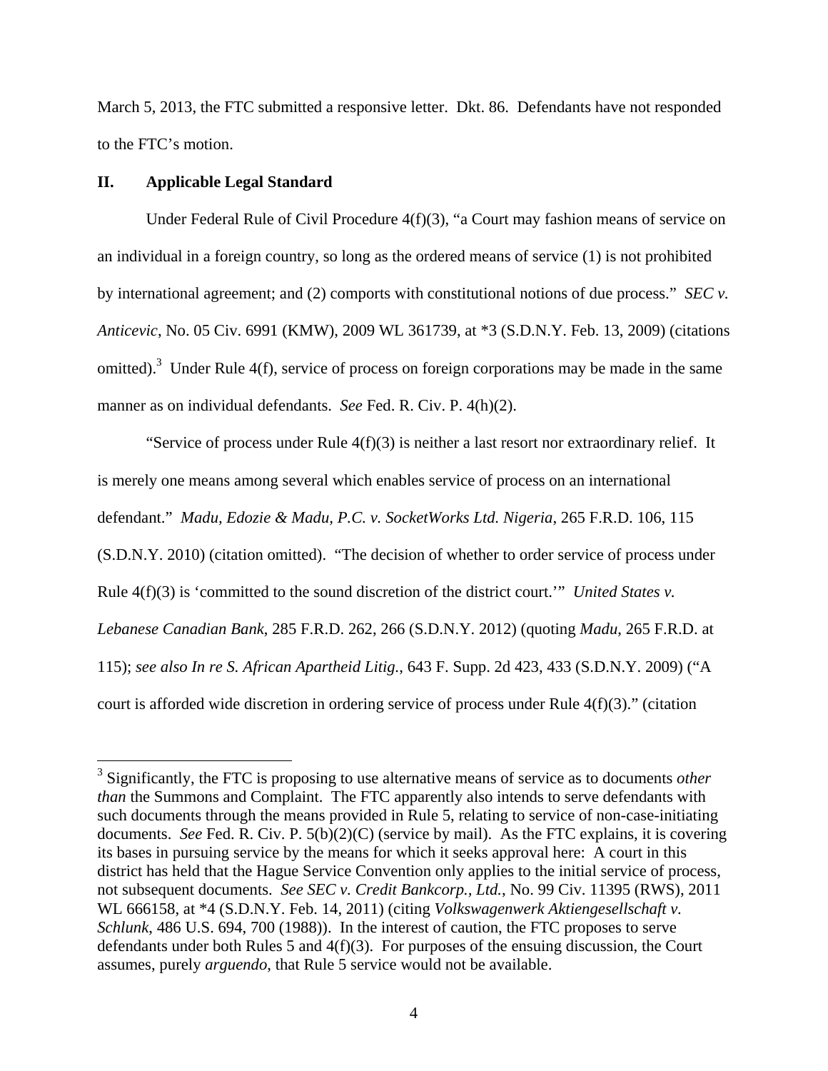March 5, 2013, the FTC submitted a responsive letter. Dkt. 86. Defendants have not responded to the FTC's motion.

## II. Applicable Legal Standard

Under Federal Rule of Civil Procedure 4(f)(3), "a Court may fashion means of service on an individual in a foreign country, so long as the ordered means of service (1) is not prohibited by international agreement; and (2) comports with constitutional notions of due process." *SEC v. Anticevic*, No. 05 Civ. 6991 (KMW), 2009 WL 361739, at *3 (S.D.N.Y. Feb. 13, 2009) (citations omitted).[3] Under Rule 4(f), service of process on foreign corporations may be made in the same manner as on individual defendants. *See* Fed. R. Civ. P. 4(h)(2).

"Service of process under Rule 4(f)(3) is neither a last resort nor extraordinary relief. It is merely one means among several which enables service of process on an international defendant." *Madu, Edozie & Madu, P.C. v. SocketWorks Ltd. Nigeria*, 265 F.R.D. 106, 115 (S.D.N.Y. 2010) (citation omitted). "The decision of whether to order service of process under Rule 4(f)(3) is 'committed to the sound discretion of the district court.'" *United States v. Lebanese Canadian Bank*, 285 F.R.D. 262, 266 (S.D.N.Y. 2012) (quoting *Madu*, 265 F.R.D. at 115); *see also In re S. African Apartheid Litig.*, 643 F. Supp. 2d 423, 433 (S.D.N.Y. 2009) ("A court is afforded wide discretion in ordering service of process under Rule 4(f)(3)." (citation

---

[3] Significantly, the FTC is proposing to use alternative means of service as to documents *other than* the Summons and Complaint. The FTC apparently also intends to serve defendants with such documents through the means provided in Rule 5, relating to service of non-case-initiating documents. *See* Fed. R. Civ. P. 5(b)(2)(C) (service by mail). As the FTC explains, it is covering its bases in pursuing service by the means for which it seeks approval here: A court in this district has held that the Hague Service Convention only applies to the initial service of process, not subsequent documents. *See SEC v. Credit Bankcorp., Ltd.*, No. 99 Civ. 11395 (RWS), 2011 WL 666158, at *4 (S.D.N.Y. Feb. 14, 2011) (citing *Volkswagenwerk Aktiengesellschaft v. Schlunk*, 486 U.S. 694, 700 (1988)). In the interest of caution, the FTC proposes to serve defendants under both Rules 5 and 4(f)(3). For purposes of the ensuing discussion, the Court assumes, purely *arguendo*, that Rule 5 service would not be available.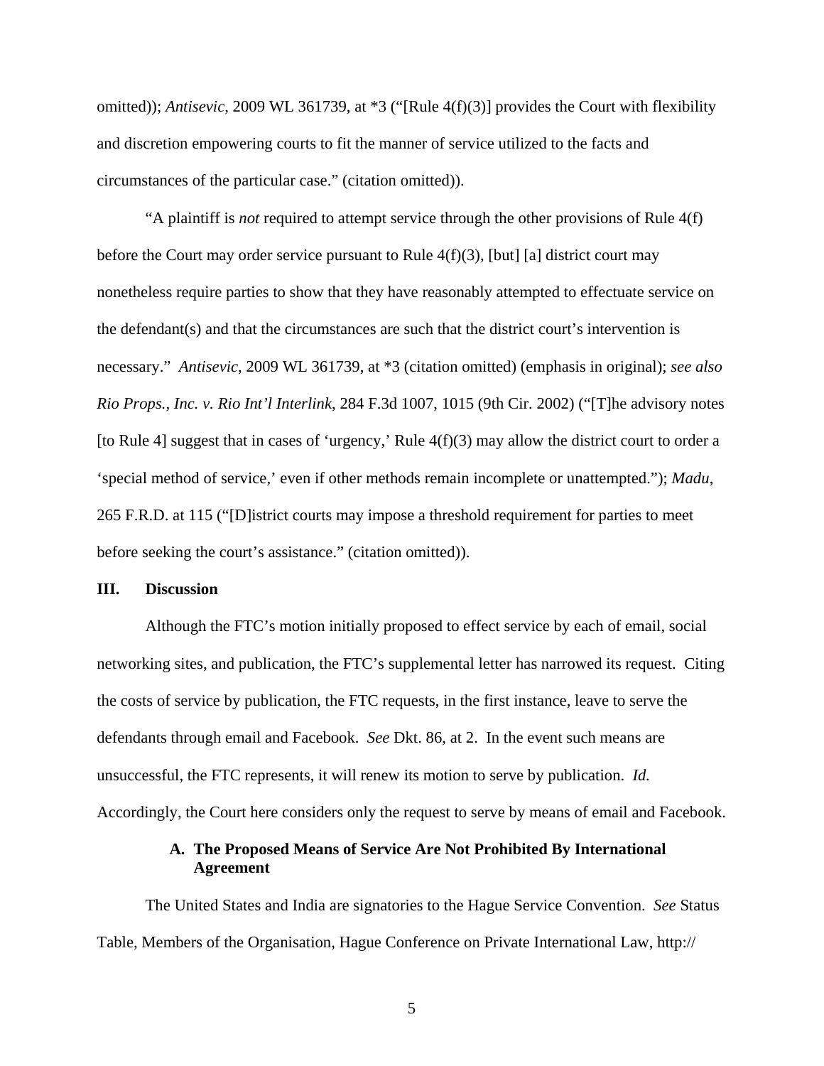omitted)); *Antisevic*, 2009 WL 361739, at *3 ("[Rule 4(f)(3)] provides the Court with flexibility and discretion empowering courts to fit the manner of service utilized to the facts and circumstances of the particular case." (citation omitted)).

"A plaintiff is *not* required to attempt service through the other provisions of Rule 4(f) before the Court may order service pursuant to Rule 4(f)(3), [but] [a] district court may nonetheless require parties to show that they have reasonably attempted to effectuate service on the defendant(s) and that the circumstances are such that the district court's intervention is necessary." *Antisevic*, 2009 WL 361739, at *3 (citation omitted) (emphasis in original); *see also Rio Props., Inc. v. Rio Int'l Interlink*, 284 F.3d 1007, 1015 (9th Cir. 2002) ("[T]he advisory notes [to Rule 4] suggest that in cases of 'urgency,' Rule 4(f)(3) may allow the district court to order a 'special method of service,' even if other methods remain incomplete or unattempted."); *Madu*, 265 F.R.D. at 115 ("[D]istrict courts may impose a threshold requirement for parties to meet before seeking the court's assistance." (citation omitted)).

## III. Discussion

Although the FTC's motion initially proposed to effect service by each of email, social networking sites, and publication, the FTC's supplemental letter has narrowed its request. Citing the costs of service by publication, the FTC requests, in the first instance, leave to serve the defendants through email and Facebook. *See* Dkt. 86, at 2. In the event such means are unsuccessful, the FTC represents, it will renew its motion to serve by publication. *Id.* Accordingly, the Court here considers only the request to serve by means of email and Facebook.

### A. The Proposed Means of Service Are Not Prohibited By International Agreement

The United States and India are signatories to the Hague Service Convention. *See* Status Table, Members of the Organisation, Hague Conference on Private International Law, http://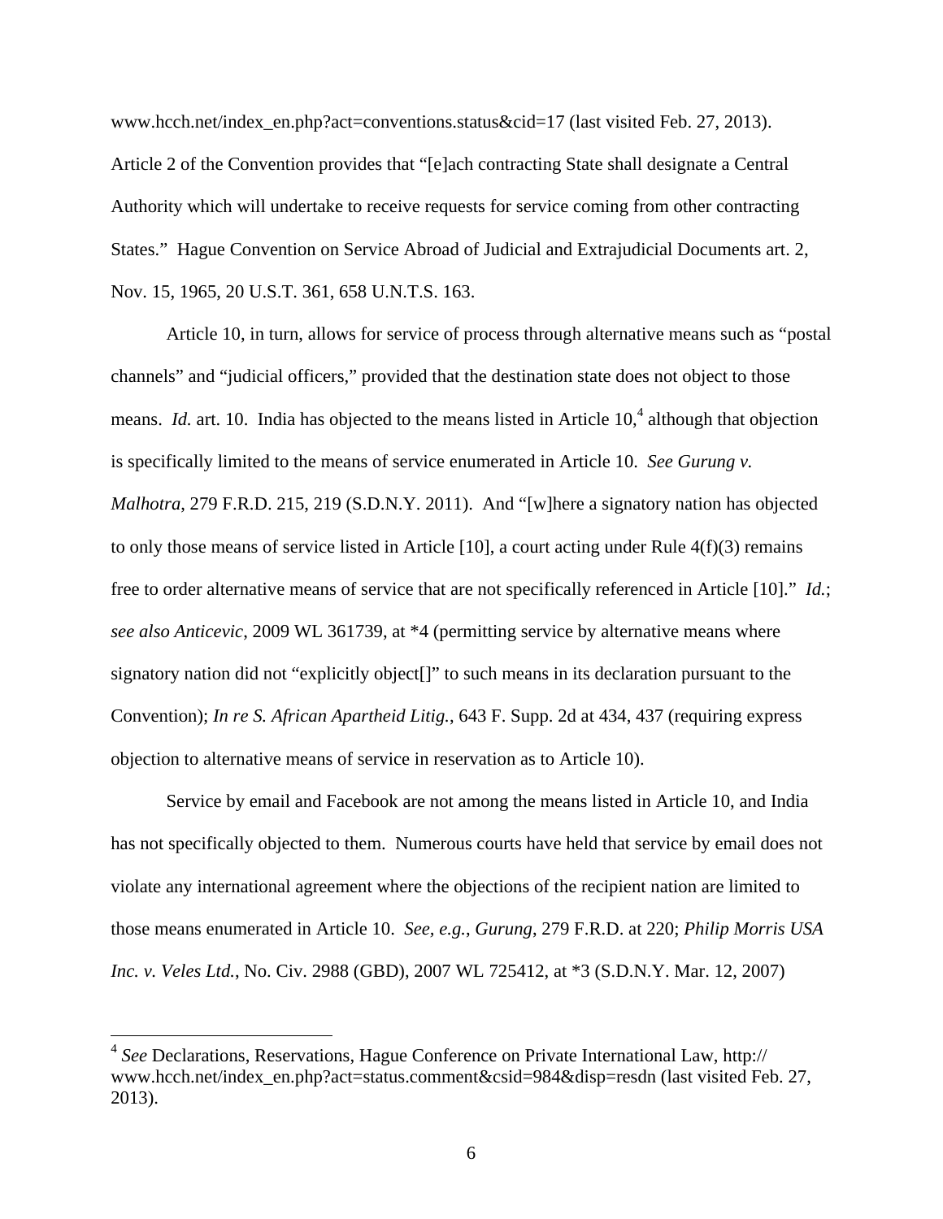www.hcch.net/index_en.php?act=conventions.status&cid=17 (last visited Feb. 27, 2013). Article 2 of the Convention provides that "[e]ach contracting State shall designate a Central Authority which will undertake to receive requests for service coming from other contracting States." Hague Convention on Service Abroad of Judicial and Extrajudicial Documents art. 2, Nov. 15, 1965, 20 U.S.T. 361, 658 U.N.T.S. 163.

Article 10, in turn, allows for service of process through alternative means such as "postal channels" and "judicial officers," provided that the destination state does not object to those means. *Id.* art. 10. India has objected to the means listed in Article 10,[4] although that objection is specifically limited to the means of service enumerated in Article 10. *See Gurung v. Malhotra*, 279 F.R.D. 215, 219 (S.D.N.Y. 2011). And "[w]here a signatory nation has objected to only those means of service listed in Article [10], a court acting under Rule 4(f)(3) remains free to order alternative means of service that are not specifically referenced in Article [10]." *Id.*; *see also Anticevic*, 2009 WL 361739, at *4 (permitting service by alternative means where signatory nation did not "explicitly object[]" to such means in its declaration pursuant to the Convention); *In re S. African Apartheid Litig.*, 643 F. Supp. 2d at 434, 437 (requiring express objection to alternative means of service in reservation as to Article 10).

Service by email and Facebook are not among the means listed in Article 10, and India has not specifically objected to them. Numerous courts have held that service by email does not violate any international agreement where the objections of the recipient nation are limited to those means enumerated in Article 10. *See, e.g.*, *Gurung*, 279 F.R.D. at 220; *Philip Morris USA Inc. v. Veles Ltd.*, No. Civ. 2988 (GBD), 2007 WL 725412, at *3 (S.D.N.Y. Mar. 12, 2007)

---

[4] *See* Declarations, Reservations, Hague Conference on Private International Law, http:// www.hcch.net/index_en.php?act=status.comment&csid=984&disp=resdn (last visited Feb. 27, 2013).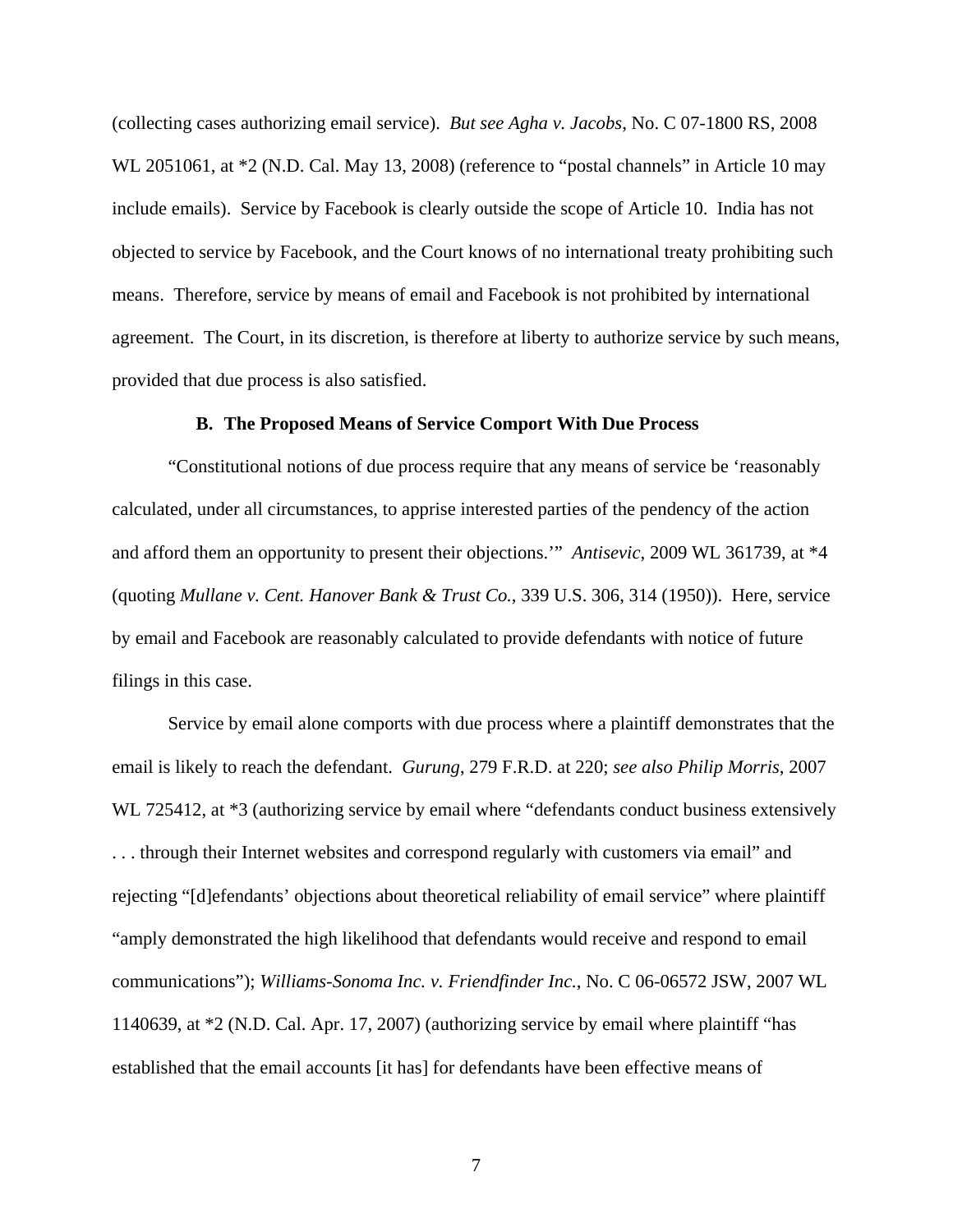(collecting cases authorizing email service). *But see Agha v. Jacobs*, No. C 07-1800 RS, 2008 WL 2051061, at *2 (N.D. Cal. May 13, 2008) (reference to "postal channels" in Article 10 may include emails). Service by Facebook is clearly outside the scope of Article 10. India has not objected to service by Facebook, and the Court knows of no international treaty prohibiting such means. Therefore, service by means of email and Facebook is not prohibited by international agreement. The Court, in its discretion, is therefore at liberty to authorize service by such means, provided that due process is also satisfied.

### B. The Proposed Means of Service Comport With Due Process

"Constitutional notions of due process require that any means of service be 'reasonably calculated, under all circumstances, to apprise interested parties of the pendency of the action and afford them an opportunity to present their objections.'" *Antisevic*, 2009 WL 361739, at *4 (quoting *Mullane v. Cent. Hanover Bank & Trust Co.*, 339 U.S. 306, 314 (1950)). Here, service by email and Facebook are reasonably calculated to provide defendants with notice of future filings in this case.

Service by email alone comports with due process where a plaintiff demonstrates that the email is likely to reach the defendant. *Gurung*, 279 F.R.D. at 220; *see also Philip Morris*, 2007 WL 725412, at *3 (authorizing service by email where "defendants conduct business extensively . . . through their Internet websites and correspond regularly with customers via email" and rejecting "[d]efendants' objections about theoretical reliability of email service" where plaintiff "amply demonstrated the high likelihood that defendants would receive and respond to email communications"); *Williams-Sonoma Inc. v. Friendfinder Inc.*, No. C 06-06572 JSW, 2007 WL 1140639, at *2 (N.D. Cal. Apr. 17, 2007) (authorizing service by email where plaintiff "has established that the email accounts [it has] for defendants have been effective means of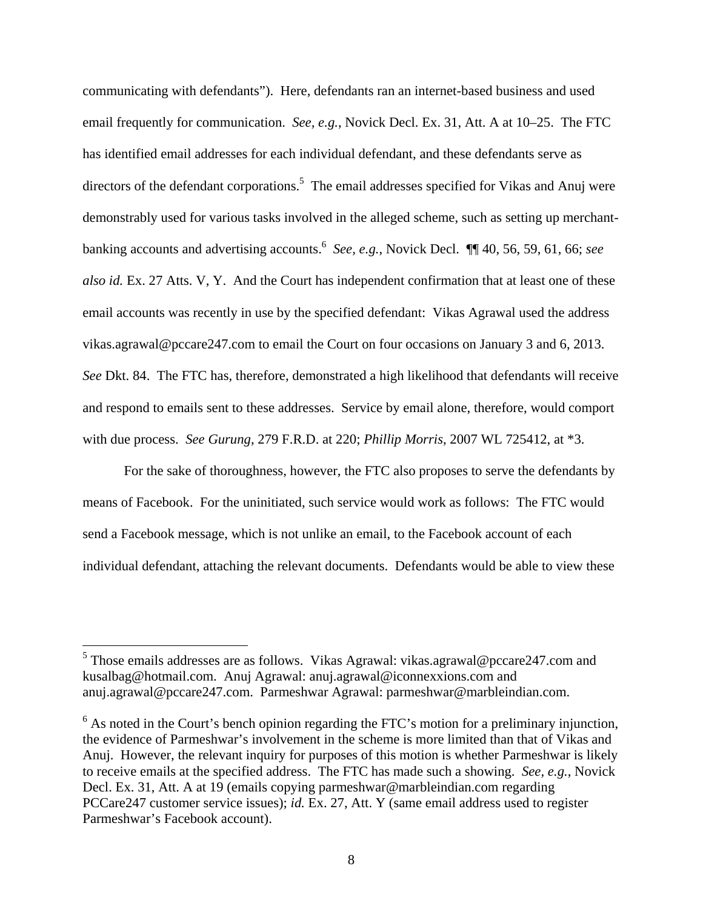communicating with defendants"). Here, defendants ran an internet-based business and used email frequently for communication. *See, e.g.*, Novick Decl. Ex. 31, Att. A at 10–25. The FTC has identified email addresses for each individual defendant, and these defendants serve as directors of the defendant corporations.[5] The email addresses specified for Vikas and Anuj were demonstrably used for various tasks involved in the alleged scheme, such as setting up merchant-banking accounts and advertising accounts.[6] *See, e.g.*, Novick Decl. ¶¶ 40, 56, 59, 61, 66; *see also id.* Ex. 27 Atts. V, Y. And the Court has independent confirmation that at least one of these email accounts was recently in use by the specified defendant: Vikas Agrawal used the address vikas.agrawal@pccare247.com to email the Court on four occasions on January 3 and 6, 2013. *See* Dkt. 84. The FTC has, therefore, demonstrated a high likelihood that defendants will receive and respond to emails sent to these addresses. Service by email alone, therefore, would comport with due process. *See Gurung*, 279 F.R.D. at 220; *Phillip Morris*, 2007 WL 725412, at *3.

For the sake of thoroughness, however, the FTC also proposes to serve the defendants by means of Facebook. For the uninitiated, such service would work as follows: The FTC would send a Facebook message, which is not unlike an email, to the Facebook account of each individual defendant, attaching the relevant documents. Defendants would be able to view these

---

[5] Those emails addresses are as follows. Vikas Agrawal: vikas.agrawal@pccare247.com and kusalbag@hotmail.com. Anuj Agrawal: anuj.agrawal@iconnexxions.com and anuj.agrawal@pccare247.com. Parmeshwar Agrawal: parmeshwar@marbleindian.com.

[6] As noted in the Court's bench opinion regarding the FTC's motion for a preliminary injunction, the evidence of Parmeshwar's involvement in the scheme is more limited than that of Vikas and Anuj. However, the relevant inquiry for purposes of this motion is whether Parmeshwar is likely to receive emails at the specified address. The FTC has made such a showing. *See, e.g.*, Novick Decl. Ex. 31, Att. A at 19 (emails copying parmeshwar@marbleindian.com regarding PCCare247 customer service issues); *id.* Ex. 27, Att. Y (same email address used to register Parmeshwar's Facebook account).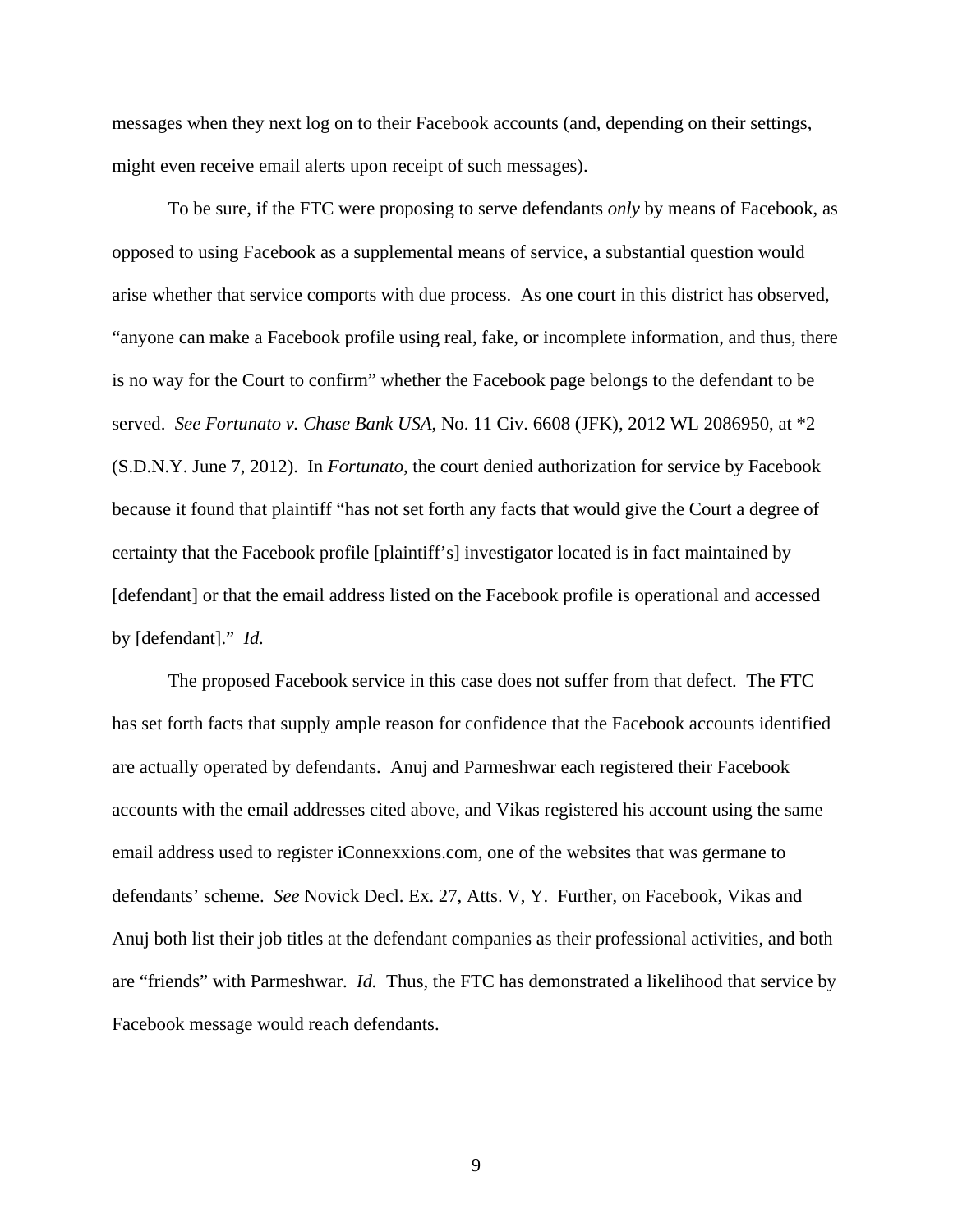messages when they next log on to their Facebook accounts (and, depending on their settings, might even receive email alerts upon receipt of such messages).

To be sure, if the FTC were proposing to serve defendants *only* by means of Facebook, as opposed to using Facebook as a supplemental means of service, a substantial question would arise whether that service comports with due process. As one court in this district has observed, "anyone can make a Facebook profile using real, fake, or incomplete information, and thus, there is no way for the Court to confirm" whether the Facebook page belongs to the defendant to be served. *See Fortunato v. Chase Bank USA*, No. 11 Civ. 6608 (JFK), 2012 WL 2086950, at *2 (S.D.N.Y. June 7, 2012). In *Fortunato*, the court denied authorization for service by Facebook because it found that plaintiff "has not set forth any facts that would give the Court a degree of certainty that the Facebook profile [plaintiff's] investigator located is in fact maintained by [defendant] or that the email address listed on the Facebook profile is operational and accessed by [defendant]." *Id.*

The proposed Facebook service in this case does not suffer from that defect. The FTC has set forth facts that supply ample reason for confidence that the Facebook accounts identified are actually operated by defendants. Anuj and Parmeshwar each registered their Facebook accounts with the email addresses cited above, and Vikas registered his account using the same email address used to register iConnexxions.com, one of the websites that was germane to defendants' scheme. *See* Novick Decl. Ex. 27, Atts. V, Y. Further, on Facebook, Vikas and Anuj both list their job titles at the defendant companies as their professional activities, and both are "friends" with Parmeshwar. *Id.* Thus, the FTC has demonstrated a likelihood that service by Facebook message would reach defendants.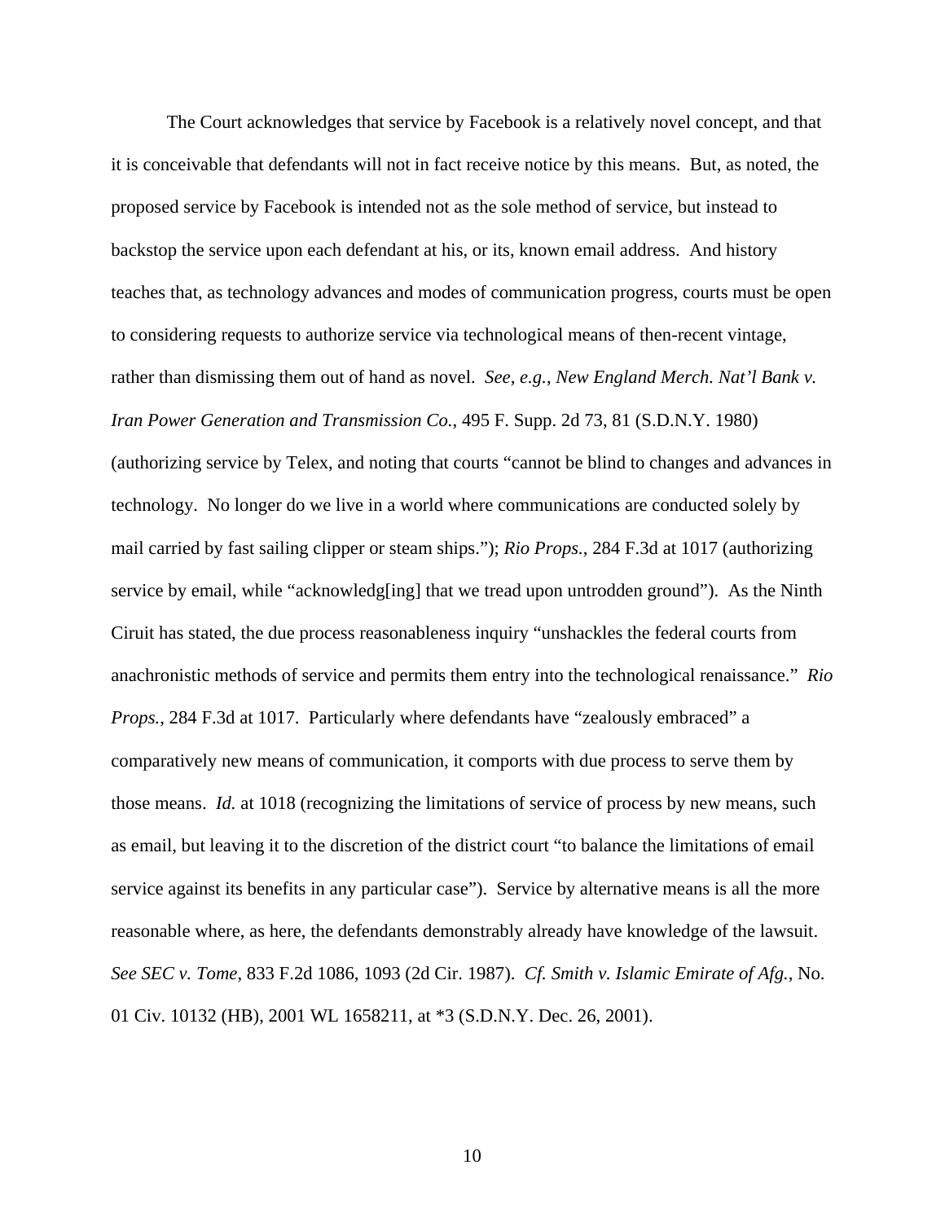The Court acknowledges that service by Facebook is a relatively novel concept, and that it is conceivable that defendants will not in fact receive notice by this means. But, as noted, the proposed service by Facebook is intended not as the sole method of service, but instead to backstop the service upon each defendant at his, or its, known email address. And history teaches that, as technology advances and modes of communication progress, courts must be open to considering requests to authorize service via technological means of then-recent vintage, rather than dismissing them out of hand as novel. *See, e.g.*, *New England Merch. Nat'l Bank v. Iran Power Generation and Transmission Co.*, 495 F. Supp. 2d 73, 81 (S.D.N.Y. 1980) (authorizing service by Telex, and noting that courts "cannot be blind to changes and advances in technology. No longer do we live in a world where communications are conducted solely by mail carried by fast sailing clipper or steam ships."); *Rio Props.*, 284 F.3d at 1017 (authorizing service by email, while "acknowledg[ing] that we tread upon untrodden ground"). As the Ninth Ciruit has stated, the due process reasonableness inquiry "unshackles the federal courts from anachronistic methods of service and permits them entry into the technological renaissance." *Rio Props.*, 284 F.3d at 1017. Particularly where defendants have "zealously embraced" a comparatively new means of communication, it comports with due process to serve them by those means. *Id.* at 1018 (recognizing the limitations of service of process by new means, such as email, but leaving it to the discretion of the district court "to balance the limitations of email service against its benefits in any particular case"). Service by alternative means is all the more reasonable where, as here, the defendants demonstrably already have knowledge of the lawsuit. *See SEC v. Tome*, 833 F.2d 1086, 1093 (2d Cir. 1987). *Cf. Smith v. Islamic Emirate of Afg.*, No. 01 Civ. 10132 (HB), 2001 WL 1658211, at *3 (S.D.N.Y. Dec. 26, 2001).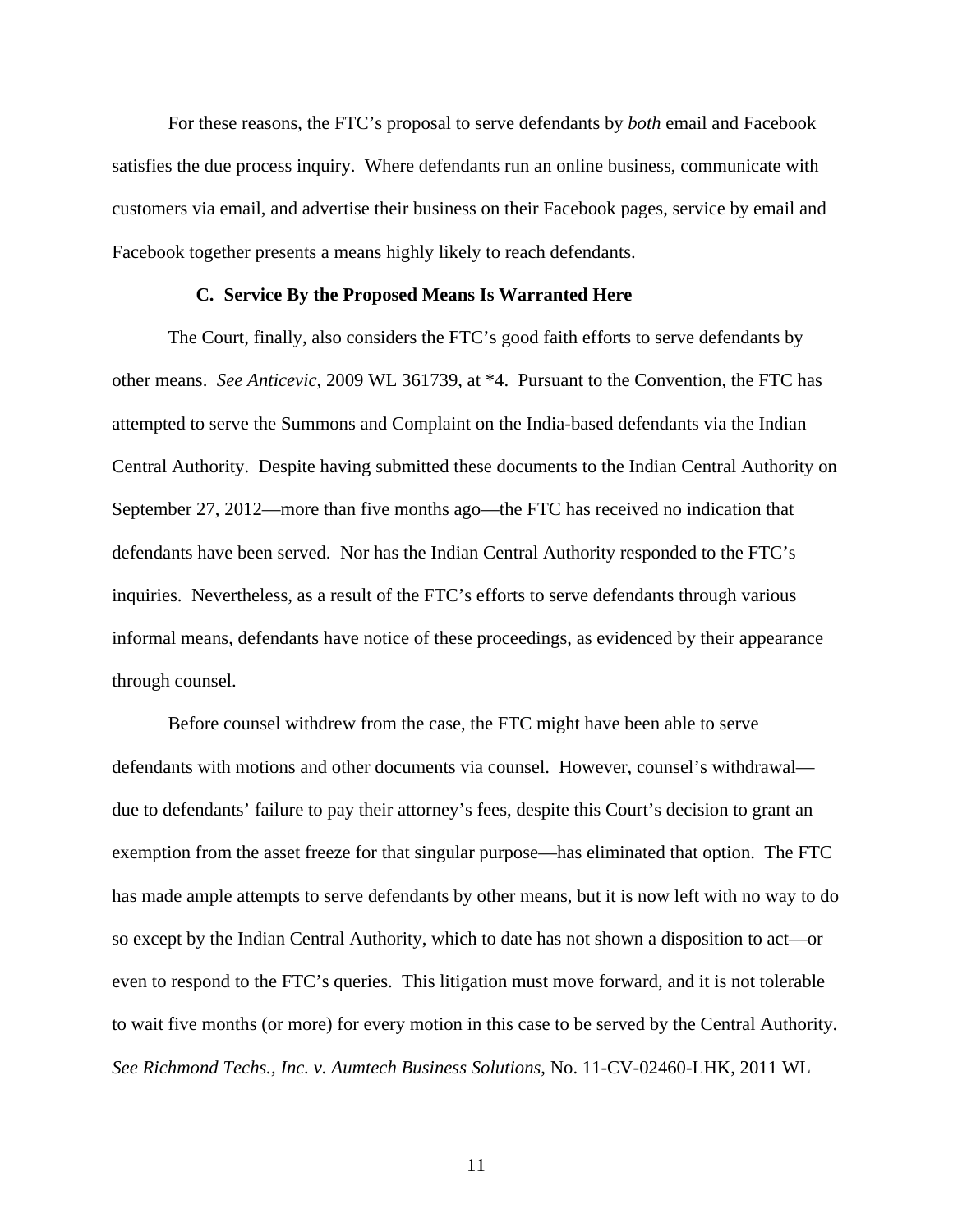For these reasons, the FTC's proposal to serve defendants by *both* email and Facebook satisfies the due process inquiry. Where defendants run an online business, communicate with customers via email, and advertise their business on their Facebook pages, service by email and Facebook together presents a means highly likely to reach defendants.

### C. Service By the Proposed Means Is Warranted Here

The Court, finally, also considers the FTC's good faith efforts to serve defendants by other means. *See Anticevic*, 2009 WL 361739, at *4. Pursuant to the Convention, the FTC has attempted to serve the Summons and Complaint on the India-based defendants via the Indian Central Authority. Despite having submitted these documents to the Indian Central Authority on September 27, 2012—more than five months ago—the FTC has received no indication that defendants have been served. Nor has the Indian Central Authority responded to the FTC's inquiries. Nevertheless, as a result of the FTC's efforts to serve defendants through various informal means, defendants have notice of these proceedings, as evidenced by their appearance through counsel.

Before counsel withdrew from the case, the FTC might have been able to serve defendants with motions and other documents via counsel. However, counsel's withdrawal—due to defendants' failure to pay their attorney's fees, despite this Court's decision to grant an exemption from the asset freeze for that singular purpose—has eliminated that option. The FTC has made ample attempts to serve defendants by other means, but it is now left with no way to do so except by the Indian Central Authority, which to date has not shown a disposition to act—or even to respond to the FTC's queries. This litigation must move forward, and it is not tolerable to wait five months (or more) for every motion in this case to be served by the Central Authority. *See Richmond Techs., Inc. v. Aumtech Business Solutions*, No. 11-CV-02460-LHK, 2011 WL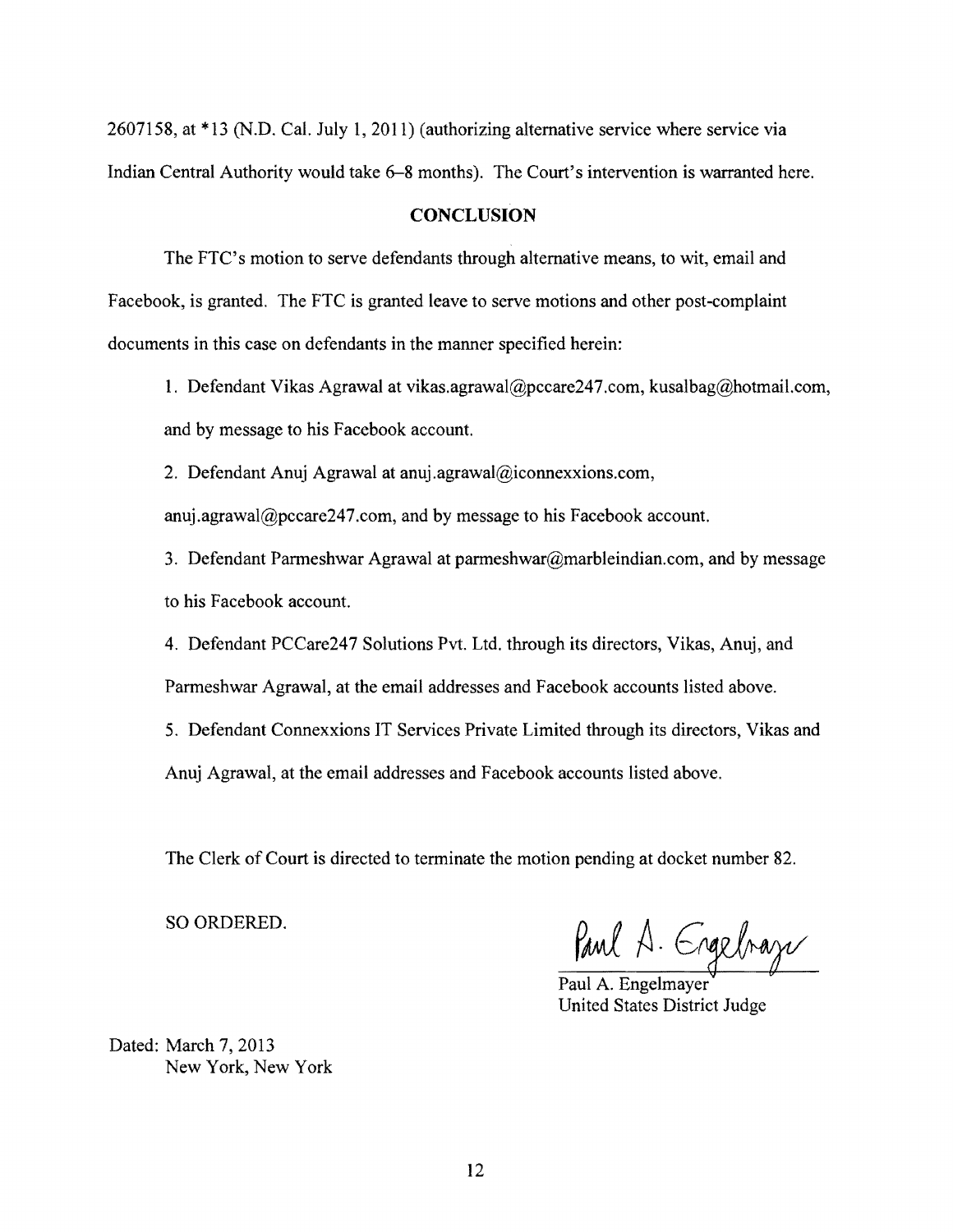2607158, at *13 (N.D. Cal. July 1, 2011) (authorizing alternative service where service via Indian Central Authority would take 6–8 months). The Court's intervention is warranted here.

## CONCLUSION

The FTC's motion to serve defendants through alternative means, to wit, email and Facebook, is granted. The FTC is granted leave to serve motions and other post-complaint documents in this case on defendants in the manner specified herein:

1. Defendant Vikas Agrawal at vikas.agrawal@pccare247.com, kusalbag@hotmail.com, and by message to his Facebook account.

2. Defendant Anuj Agrawal at anuj.agrawal@iconnexxions.com, anuj.agrawal@pccare247.com, and by message to his Facebook account.

3. Defendant Parmeshwar Agrawal at parmeshwar@marbleindian.com, and by message to his Facebook account.

4. Defendant PCCare247 Solutions Pvt. Ltd. through its directors, Vikas, Anuj, and Parmeshwar Agrawal, at the email addresses and Facebook accounts listed above.

5. Defendant Connexxions IT Services Private Limited through its directors, Vikas and Anuj Agrawal, at the email addresses and Facebook accounts listed above.

The Clerk of Court is directed to terminate the motion pending at docket number 82.

SO ORDERED.

Paul A. Engelmayer
United States District Judge

Dated: March 7, 2013
New York, New York